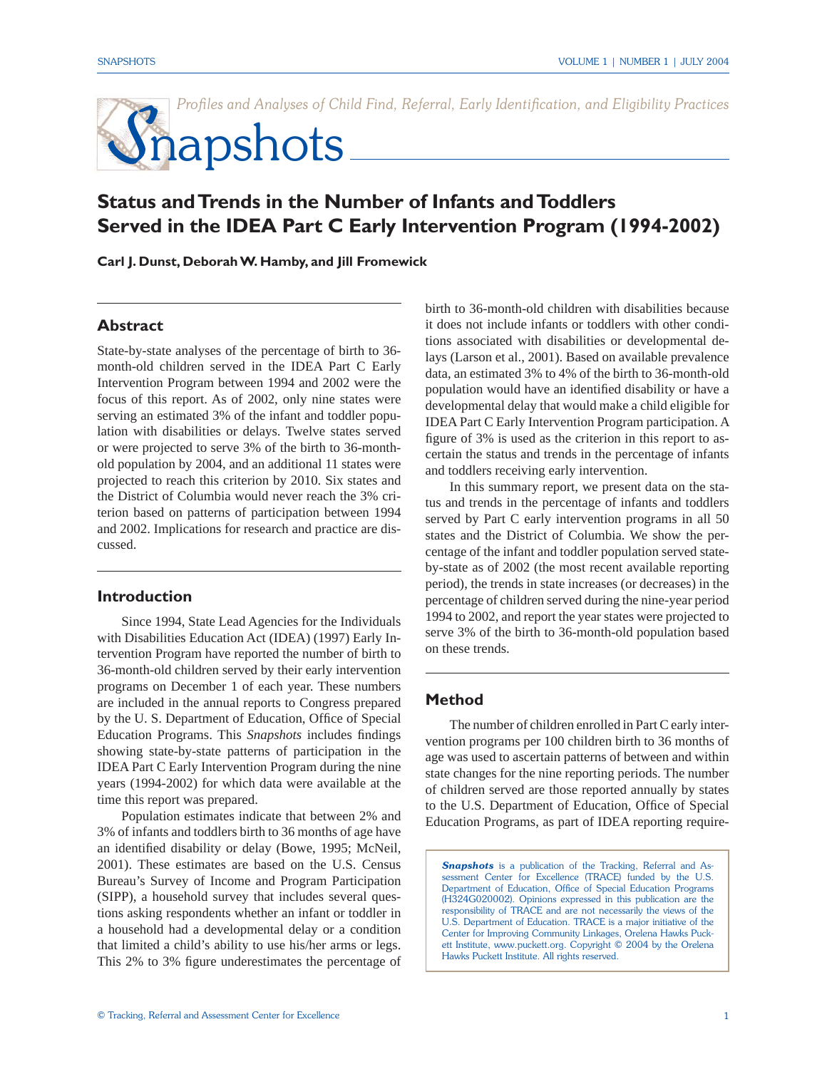*Profiles and Analyses of Child Find, Referral, Early Identification, and Eligibility Practices*

# Snapshots

## Status and Trends in the Number of Infants and Toddlers Served in the IDEA Part C Early Intervention Program (1994-2002)

**Carl J. Dunst, Deborah W. Hamby, and Jill Fromewick**

### Abstract

State-by-state analyses of the percentage of birth to 36-month-old children served in the IDEA Part C Early Intervention Program between 1994 and 2002 were the focus of this report. As of 2002, only nine states were serving an estimated 3% of the infant and toddler population with disabilities or delays. Twelve states served or were projected to serve 3% of the birth to 36-month-old population by 2004, and an additional 11 states were projected to reach this criterion by 2010. Six states and the District of Columbia would never reach the 3% criterion based on patterns of participation between 1994 and 2002. Implications for research and practice are discussed.

### Introduction

Since 1994, State Lead Agencies for the Individuals with Disabilities Education Act (IDEA) (1997) Early Intervention Program have reported the number of birth to 36-month-old children served by their early intervention programs on December 1 of each year. These numbers are included in the annual reports to Congress prepared by the U. S. Department of Education, Office of Special Education Programs. This *Snapshots* includes findings showing state-by-state patterns of participation in the IDEA Part C Early Intervention Program during the nine years (1994-2002) for which data were available at the time this report was prepared.

Population estimates indicate that between 2% and 3% of infants and toddlers birth to 36 months of age have an identified disability or delay (Bowe, 1995; McNeil, 2001). These estimates are based on the U.S. Census Bureau's Survey of Income and Program Participation (SIPP), a household survey that includes several questions asking respondents whether an infant or toddler in a household had a developmental delay or a condition that limited a child's ability to use his/her arms or legs. This 2% to 3% figure underestimates the percentage of birth to 36-month-old children with disabilities because it does not include infants or toddlers with other conditions associated with disabilities or developmental delays (Larson et al., 2001). Based on available prevalence data, an estimated 3% to 4% of the birth to 36-month-old population would have an identified disability or have a developmental delay that would make a child eligible for IDEA Part C Early Intervention Program participation. A figure of 3% is used as the criterion in this report to ascertain the status and trends in the percentage of infants and toddlers receiving early intervention.

In this summary report, we present data on the status and trends in the percentage of infants and toddlers served by Part C early intervention programs in all 50 states and the District of Columbia. We show the percentage of the infant and toddler population served state-by-state as of 2002 (the most recent available reporting period), the trends in state increases (or decreases) in the percentage of children served during the nine-year period 1994 to 2002, and report the year states were projected to serve 3% of the birth to 36-month-old population based on these trends.

### Method

The number of children enrolled in Part C early intervention programs per 100 children birth to 36 months of age was used to ascertain patterns of between and within state changes for the nine reporting periods. The number of children served are those reported annually by states to the U.S. Department of Education, Office of Special Education Programs, as part of IDEA reporting require-

---

***Snapshots*** is a publication of the Tracking, Referral and Assessment Center for Excellence (TRACE) funded by the U.S. Department of Education, Office of Special Education Programs (H324G020002). Opinions expressed in this publication are the responsibility of TRACE and are not necessarily the views of the U.S. Department of Education. TRACE is a major initiative of the Center for Improving Community Linkages, Orelena Hawks Puckett Institute, www.puckett.org. Copyright © 2004 by the Orelena Hawks Puckett Institute. All rights reserved.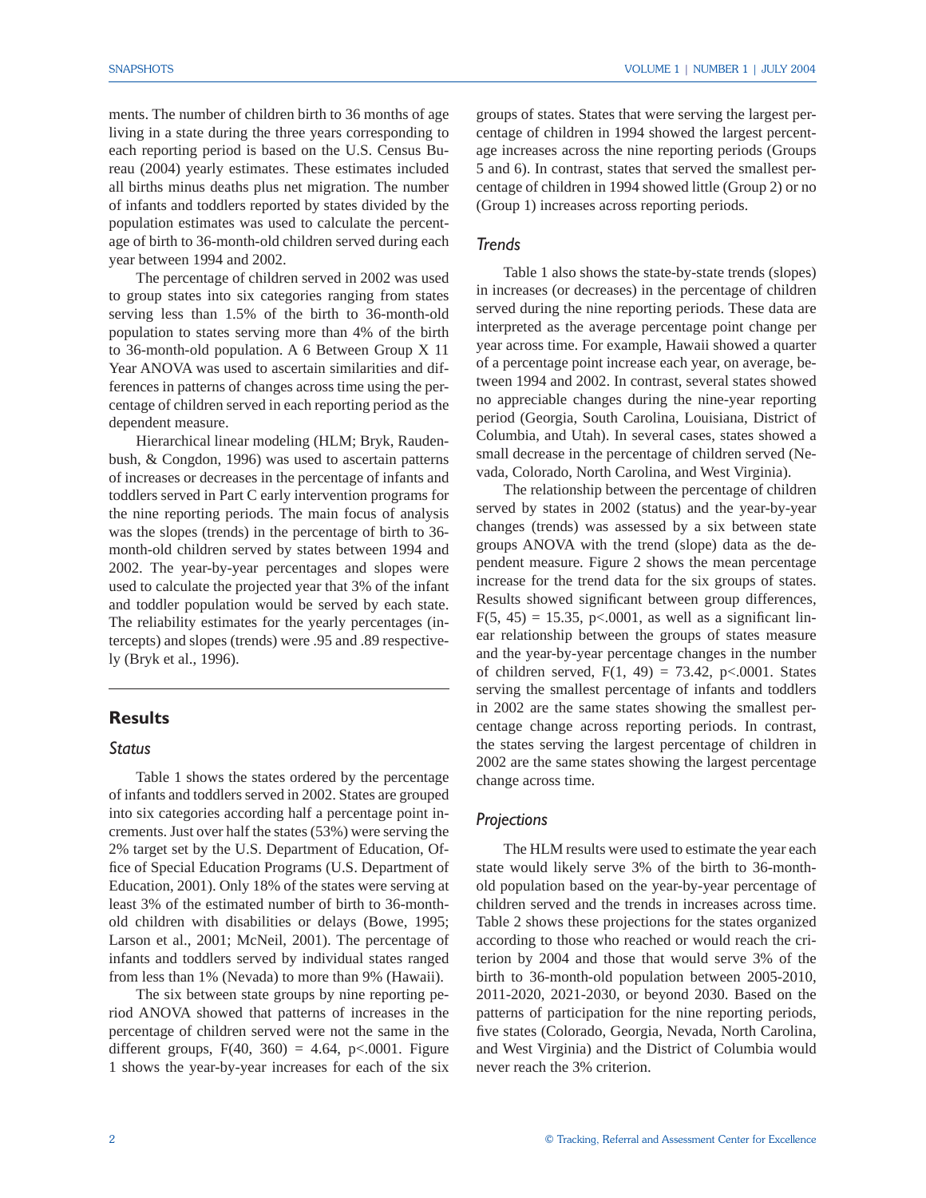ments. The number of children birth to 36 months of age living in a state during the three years corresponding to each reporting period is based on the U.S. Census Bureau (2004) yearly estimates. These estimates included all births minus deaths plus net migration. The number of infants and toddlers reported by states divided by the population estimates was used to calculate the percentage of birth to 36-month-old children served during each year between 1994 and 2002.

The percentage of children served in 2002 was used to group states into six categories ranging from states serving less than 1.5% of the birth to 36-month-old population to states serving more than 4% of the birth to 36-month-old population. A 6 Between Group X 11 Year ANOVA was used to ascertain similarities and differences in patterns of changes across time using the percentage of children served in each reporting period as the dependent measure.

Hierarchical linear modeling (HLM; Bryk, Raudenbush, & Congdon, 1996) was used to ascertain patterns of increases or decreases in the percentage of infants and toddlers served in Part C early intervention programs for the nine reporting periods. The main focus of analysis was the slopes (trends) in the percentage of birth to 36-month-old children served by states between 1994 and 2002. The year-by-year percentages and slopes were used to calculate the projected year that 3% of the infant and toddler population would be served by each state. The reliability estimates for the yearly percentages (intercepts) and slopes (trends) were .95 and .89 respectively (Bryk et al., 1996).

## Results

### *Status*

Table 1 shows the states ordered by the percentage of infants and toddlers served in 2002. States are grouped into six categories according half a percentage point increments. Just over half the states (53%) were serving the 2% target set by the U.S. Department of Education, Office of Special Education Programs (U.S. Department of Education, 2001). Only 18% of the states were serving at least 3% of the estimated number of birth to 36-month-old children with disabilities or delays (Bowe, 1995; Larson et al., 2001; McNeil, 2001). The percentage of infants and toddlers served by individual states ranged from less than 1% (Nevada) to more than 9% (Hawaii).

The six between state groups by nine reporting period ANOVA showed that patterns of increases in the percentage of children served were not the same in the different groups, $F(40, 360) = 4.64$, $p<.0001$. Figure 1 shows the year-by-year increases for each of the six groups of states. States that were serving the largest percentage of children in 1994 showed the largest percentage increases across the nine reporting periods (Groups 5 and 6). In contrast, states that served the smallest percentage of children in 1994 showed little (Group 2) or no (Group 1) increases across reporting periods.

### *Trends*

Table 1 also shows the state-by-state trends (slopes) in increases (or decreases) in the percentage of children served during the nine reporting periods. These data are interpreted as the average percentage point change per year across time. For example, Hawaii showed a quarter of a percentage point increase each year, on average, between 1994 and 2002. In contrast, several states showed no appreciable changes during the nine-year reporting period (Georgia, South Carolina, Louisiana, District of Columbia, and Utah). In several cases, states showed a small decrease in the percentage of children served (Nevada, Colorado, North Carolina, and West Virginia).

The relationship between the percentage of children served by states in 2002 (status) and the year-by-year changes (trends) was assessed by a six between state groups ANOVA with the trend (slope) data as the dependent measure. Figure 2 shows the mean percentage increase for the trend data for the six groups of states. Results showed significant between group differences, $F(5, 45) = 15.35$, $p<.0001$, as well as a significant linear relationship between the groups of states measure and the year-by-year percentage changes in the number of children served, $F(1, 49) = 73.42$, $p<.0001$. States serving the smallest percentage of infants and toddlers in 2002 are the same states showing the smallest percentage change across reporting periods. In contrast, the states serving the largest percentage of children in 2002 are the same states showing the largest percentage change across time.

### *Projections*

The HLM results were used to estimate the year each state would likely serve 3% of the birth to 36-month-old population based on the year-by-year percentage of children served and the trends in increases across time. Table 2 shows these projections for the states organized according to those who reached or would reach the criterion by 2004 and those that would serve 3% of the birth to 36-month-old population between 2005-2010, 2011-2020, 2021-2030, or beyond 2030. Based on the patterns of participation for the nine reporting periods, five states (Colorado, Georgia, Nevada, North Carolina, and West Virginia) and the District of Columbia would never reach the 3% criterion.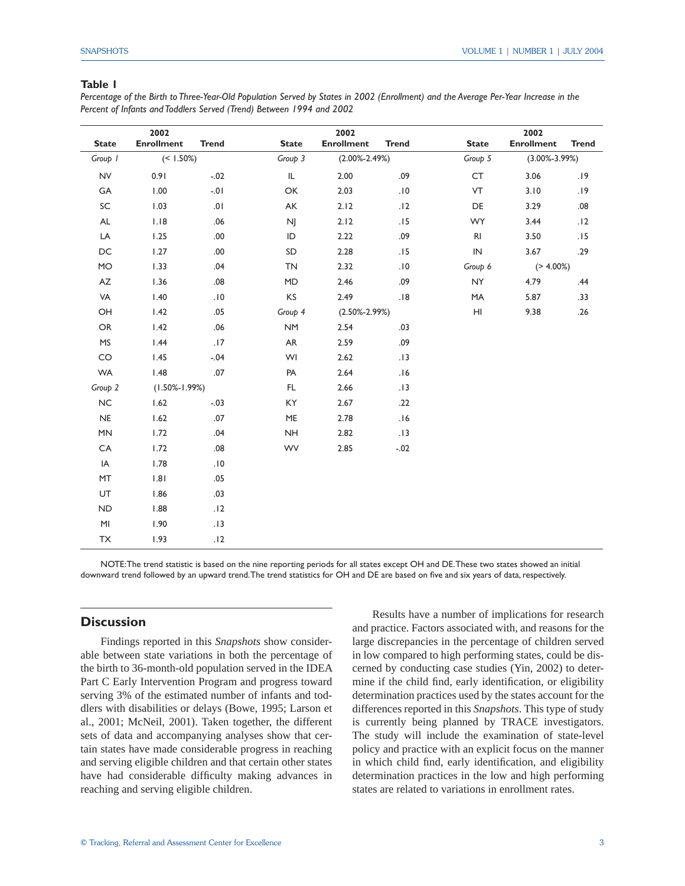**Table 1**

*Percentage of the Birth to Three-Year-Old Population Served by States in 2002 (Enrollment) and the Average Per-Year Increase in the Percent of Infants and Toddlers Served (Trend) Between 1994 and 2002*

| State | 2002 Enrollment | Trend | State | 2002 Enrollment | Trend | State | 2002 Enrollment | Trend |
|---|---|---|---|---|---|---|---|---|
| *Group 1* | (< 1.50%) | | *Group 3* | (2.00%-2.49%) | | *Group 5* | (3.00%-3.99%) | |
| NV | 0.91 | -.02 | IL | 2.00 | .09 | CT | 3.06 | .19 |
| GA | 1.00 | -.01 | OK | 2.03 | .10 | VT | 3.10 | .19 |
| SC | 1.03 | .01 | AK | 2.12 | .12 | DE | 3.29 | .08 |
| AL | 1.18 | .06 | NJ | 2.12 | .15 | WY | 3.44 | .12 |
| LA | 1.25 | .00 | ID | 2.22 | .09 | RI | 3.50 | .15 |
| DC | 1.27 | .00 | SD | 2.28 | .15 | IN | 3.67 | .29 |
| MO | 1.33 | .04 | TN | 2.32 | .10 | *Group 6* | (> 4.00%) | |
| AZ | 1.36 | .08 | MD | 2.46 | .09 | NY | 4.79 | .44 |
| VA | 1.40 | .10 | KS | 2.49 | .18 | MA | 5.87 | .33 |
| OH | 1.42 | .05 | *Group 4* | (2.50%-2.99%) | | HI | 9.38 | .26 |
| OR | 1.42 | .06 | NM | 2.54 | .03 | | | |
| MS | 1.44 | .17 | AR | 2.59 | .09 | | | |
| CO | 1.45 | -.04 | WI | 2.62 | .13 | | | |
| WA | 1.48 | .07 | PA | 2.64 | .16 | | | |
| *Group 2* | (1.50%-1.99%) | | FL | 2.66 | .13 | | | |
| NC | 1.62 | -.03 | KY | 2.67 | .22 | | | |
| NE | 1.62 | .07 | ME | 2.78 | .16 | | | |
| MN | 1.72 | .04 | NH | 2.82 | .13 | | | |
| CA | 1.72 | .08 | WV | 2.85 | -.02 | | | |
| IA | 1.78 | .10 | | | | | | |
| MT | 1.81 | .05 | | | | | | |
| UT | 1.86 | .03 | | | | | | |
| ND | 1.88 | .12 | | | | | | |
| MI | 1.90 | .13 | | | | | | |
| TX | 1.93 | .12 | | | | | | |

NOTE: The trend statistic is based on the nine reporting periods for all states except OH and DE. These two states showed an initial downward trend followed by an upward trend. The trend statistics for OH and DE are based on five and six years of data, respectively.

## Discussion

Findings reported in this *Snapshots* show considerable between state variations in both the percentage of the birth to 36-month-old population served in the IDEA Part C Early Intervention Program and progress toward serving 3% of the estimated number of infants and toddlers with disabilities or delays (Bowe, 1995; Larson et al., 2001; McNeil, 2001). Taken together, the different sets of data and accompanying analyses show that certain states have made considerable progress in reaching and serving eligible children and that certain other states have had considerable difficulty making advances in reaching and serving eligible children.

Results have a number of implications for research and practice. Factors associated with, and reasons for the large discrepancies in the percentage of children served in low compared to high performing states, could be discerned by conducting case studies (Yin, 2002) to determine if the child find, early identification, or eligibility determination practices used by the states account for the differences reported in this *Snapshots*. This type of study is currently being planned by TRACE investigators. The study will include the examination of state-level policy and practice with an explicit focus on the manner in which child find, early identification, and eligibility determination practices in the low and high performing states are related to variations in enrollment rates.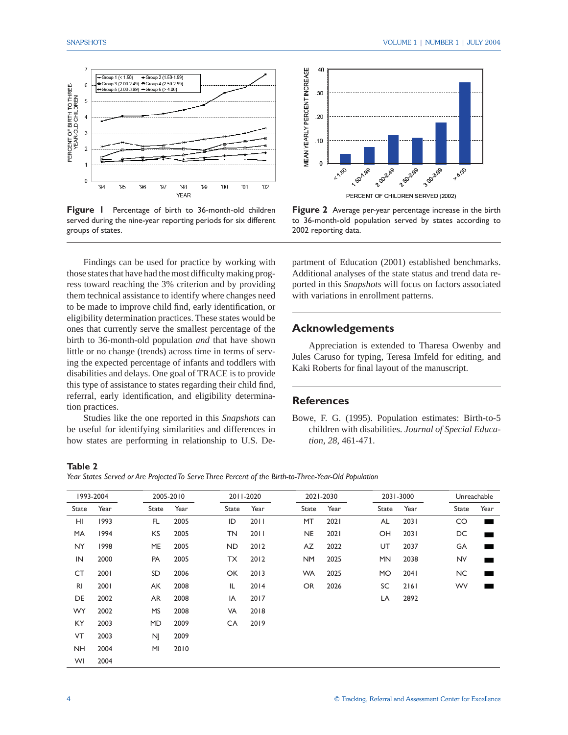**Figure 1** Percentage of birth to 36-month-old children served during the nine-year reporting periods for six different groups of states.

**Figure 2** Average per-year percentage increase in the birth to 36-month-old population served by states according to 2002 reporting data.

Findings can be used for practice by working with those states that have had the most difficulty making progress toward reaching the 3% criterion and by providing them technical assistance to identify where changes need to be made to improve child find, early identification, or eligibility determination practices. These states would be ones that currently serve the smallest percentage of the birth to 36-month-old population *and* that have shown little or no change (trends) across time in terms of serving the expected percentage of infants and toddlers with disabilities and delays. One goal of TRACE is to provide this type of assistance to states regarding their child find, referral, early identification, and eligibility determination practices.

Studies like the one reported in this *Snapshots* can be useful for identifying similarities and differences in how states are performing in relationship to U.S. Department of Education (2001) established benchmarks. Additional analyses of the state status and trend data reported in this *Snapshots* will focus on factors associated with variations in enrollment patterns.

## Acknowledgements

Appreciation is extended to Tharesa Owenby and Jules Caruso for typing, Teresa Imfeld for editing, and Kaki Roberts for final layout of the manuscript.

## References

Bowe, F. G. (1995). Population estimates: Birth-to-5 children with disabilities. *Journal of Special Education*, *28*, 461-471.

**Table 2**
*Year States Served or Are Projected To Serve Three Percent of the Birth-to-Three-Year-Old Population*

| 1993-2004 | | 2005-2010 | | 2011-2020 | | 2021-2030 | | 2031-3000 | | Unreachable | |
|---|---|---|---|---|---|---|---|---|---|---|---|
| State | Year | State | Year | State | Year | State | Year | State | Year | State | Year |
| HI | 1993 | FL | 2005 | ID | 2011 | MT | 2021 | AL | 2031 | CO | ■ |
| MA | 1994 | KS | 2005 | TN | 2011 | NE | 2021 | OH | 2031 | DC | ■ |
| NY | 1998 | ME | 2005 | ND | 2012 | AZ | 2022 | UT | 2037 | GA | ■ |
| IN | 2000 | PA | 2005 | TX | 2012 | NM | 2025 | MN | 2038 | NV | ■ |
| CT | 2001 | SD | 2006 | OK | 2013 | WA | 2025 | MO | 2041 | NC | ■ |
| RI | 2001 | AK | 2008 | IL | 2014 | OR | 2026 | SC | 2161 | WV | ■ |
| DE | 2002 | AR | 2008 | IA | 2017 | | | LA | 2892 | | |
| WY | 2002 | MS | 2008 | VA | 2018 | | | | | | |
| KY | 2003 | MD | 2009 | CA | 2019 | | | | | | |
| VT | 2003 | NJ | 2009 | | | | | | | | |
| NH | 2004 | MI | 2010 | | | | | | | | |
| WI | 2004 | | | | | | | | | | |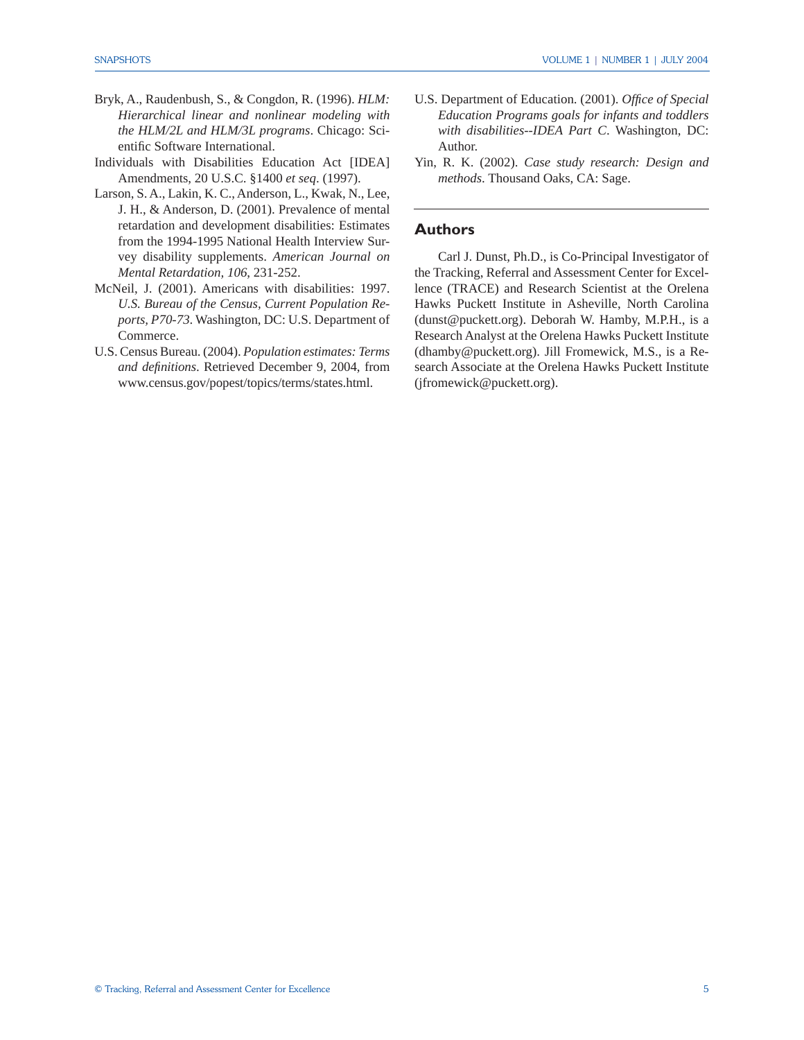Bryk, A., Raudenbush, S., & Congdon, R. (1996). *HLM: Hierarchical linear and nonlinear modeling with the HLM/2L and HLM/3L programs*. Chicago: Scientific Software International.

Individuals with Disabilities Education Act [IDEA] Amendments, 20 U.S.C. §1400 *et seq*. (1997).

Larson, S. A., Lakin, K. C., Anderson, L., Kwak, N., Lee, J. H., & Anderson, D. (2001). Prevalence of mental retardation and development disabilities: Estimates from the 1994-1995 National Health Interview Survey disability supplements. *American Journal on Mental Retardation, 106*, 231-252.

McNeil, J. (2001). Americans with disabilities: 1997. *U.S. Bureau of the Census, Current Population Reports, P70-73*. Washington, DC: U.S. Department of Commerce.

U.S. Census Bureau. (2004). *Population estimates: Terms and definitions*. Retrieved December 9, 2004, from www.census.gov/popest/topics/terms/states.html.

U.S. Department of Education. (2001). *Office of Special Education Programs goals for infants and toddlers with disabilities--IDEA Part C*. Washington, DC: Author.

Yin, R. K. (2002). *Case study research: Design and methods*. Thousand Oaks, CA: Sage.

## Authors

Carl J. Dunst, Ph.D., is Co-Principal Investigator of the Tracking, Referral and Assessment Center for Excellence (TRACE) and Research Scientist at the Orelena Hawks Puckett Institute in Asheville, North Carolina (dunst@puckett.org). Deborah W. Hamby, M.P.H., is a Research Analyst at the Orelena Hawks Puckett Institute (dhamby@puckett.org). Jill Fromewick, M.S., is a Research Associate at the Orelena Hawks Puckett Institute (jfromewick@puckett.org).